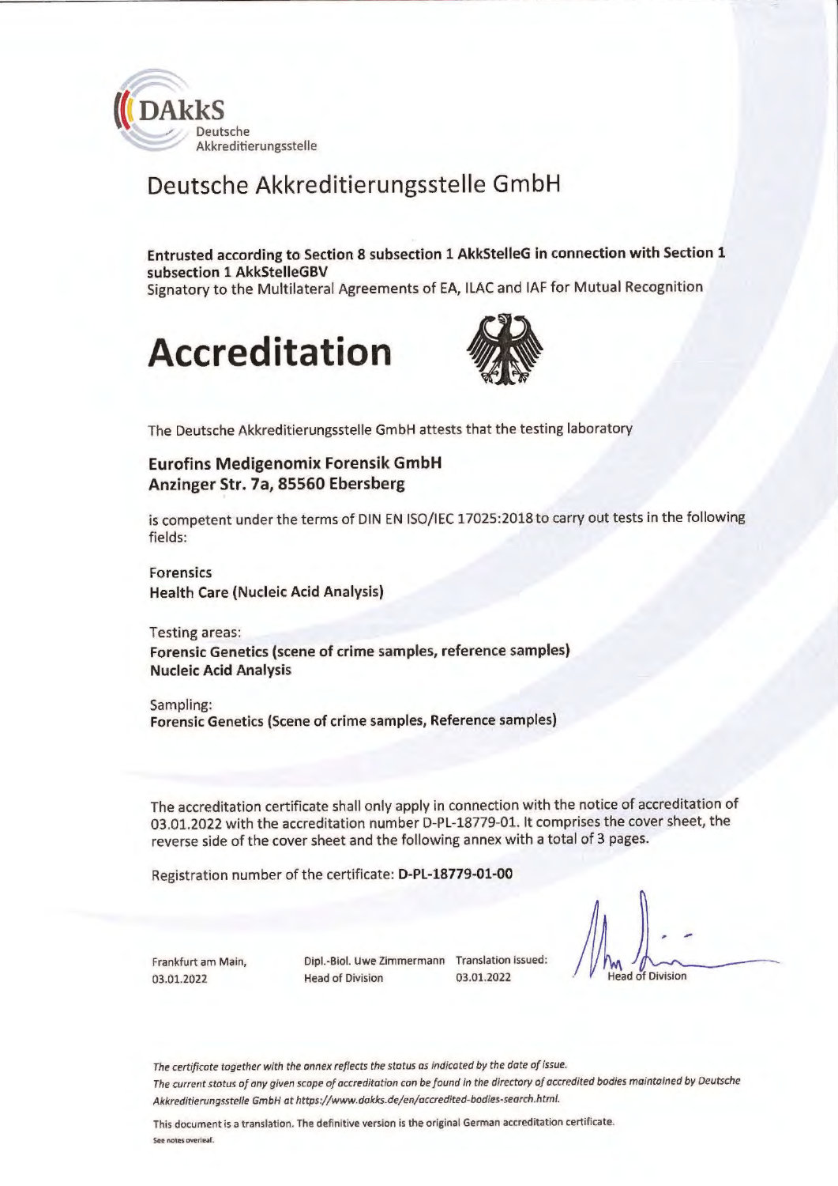DAkkS
Deutsche
Akkreditierungsstelle

## Deutsche Akkreditierungsstelle GmbH

**Entrusted according to Section 8 subsection 1 AkkStelleG in connection with Section 1 subsection 1 AkkStelleGBV**
Signatory to the Multilateral Agreements of EA, ILAC and IAF for Mutual Recognition

# Accreditation

The Deutsche Akkreditierungsstelle GmbH attests that the testing laboratory

**Eurofins Medigenomix Forensik GmbH**
**Anzinger Str. 7a, 85560 Ebersberg**

is competent under the terms of DIN EN ISO/IEC 17025:2018 to carry out tests in the following fields:

Forensics
**Health Care (Nucleic Acid Analysis)**

Testing areas:
**Forensic Genetics (scene of crime samples, reference samples)**
**Nucleic Acid Analysis**

Sampling:
**Forensic Genetics (Scene of crime samples, Reference samples)**

The accreditation certificate shall only apply in connection with the notice of accreditation of 03.01.2022 with the accreditation number D-PL-18779-01. It comprises the cover sheet, the reverse side of the cover sheet and the following annex with a total of 3 pages.

Registration number of the certificate: **D-PL-18779-01-00**

Frankfurt am Main, 03.01.2022

Dipl.-Biol. Uwe Zimmermann
Head of Division

Translation issued: 03.01.2022

Head of Division

*The certificate together with the annex reflects the status as indicated by the date of issue.*
*The current status of any given scope of accreditation can be found in the directory of accredited bodies maintained by Deutsche Akkreditierungsstelle GmbH at https://www.dakks.de/en/accredited-bodies-search.html.*

This document is a translation. The definitive version is the original German accreditation certificate.

See notes overleaf.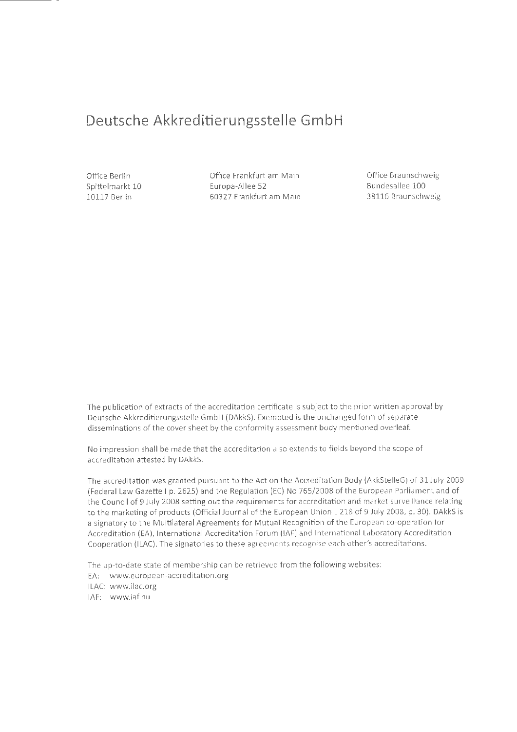# Deutsche Akkreditierungsstelle GmbH

Office Berlin
Spittelmarkt 10
10117 Berlin

Office Frankfurt am Main
Europa-Allee 52
60327 Frankfurt am Main

Office Braunschweig
Bundesallee 100
38116 Braunschweig

The publication of extracts of the accreditation certificate is subject to the prior written approval by Deutsche Akkreditierungsstelle GmbH (DAkkS). Exempted is the unchanged form of separate disseminations of the cover sheet by the conformity assessment body mentioned overleaf.

No impression shall be made that the accreditation also extends to fields beyond the scope of accreditation attested by DAkkS.

The accreditation was granted pursuant to the Act on the Accreditation Body (AkkStelleG) of 31 July 2009 (Federal Law Gazette I p. 2625) and the Regulation (EC) No 765/2008 of the European Parliament and of the Council of 9 July 2008 setting out the requirements for accreditation and market surveillance relating to the marketing of products (Official Journal of the European Union L 218 of 9 July 2008, p. 30). DAkkS is a signatory to the Multilateral Agreements for Mutual Recognition of the European co-operation for Accreditation (EA), International Accreditation Forum (IAF) and International Laboratory Accreditation Cooperation (ILAC). The signatories to these agreements recognise each other's accreditations.

The up-to-date state of membership can be retrieved from the following websites:
EA: www.european-accreditation.org
ILAC: www.ilac.org
IAF: www.iaf.nu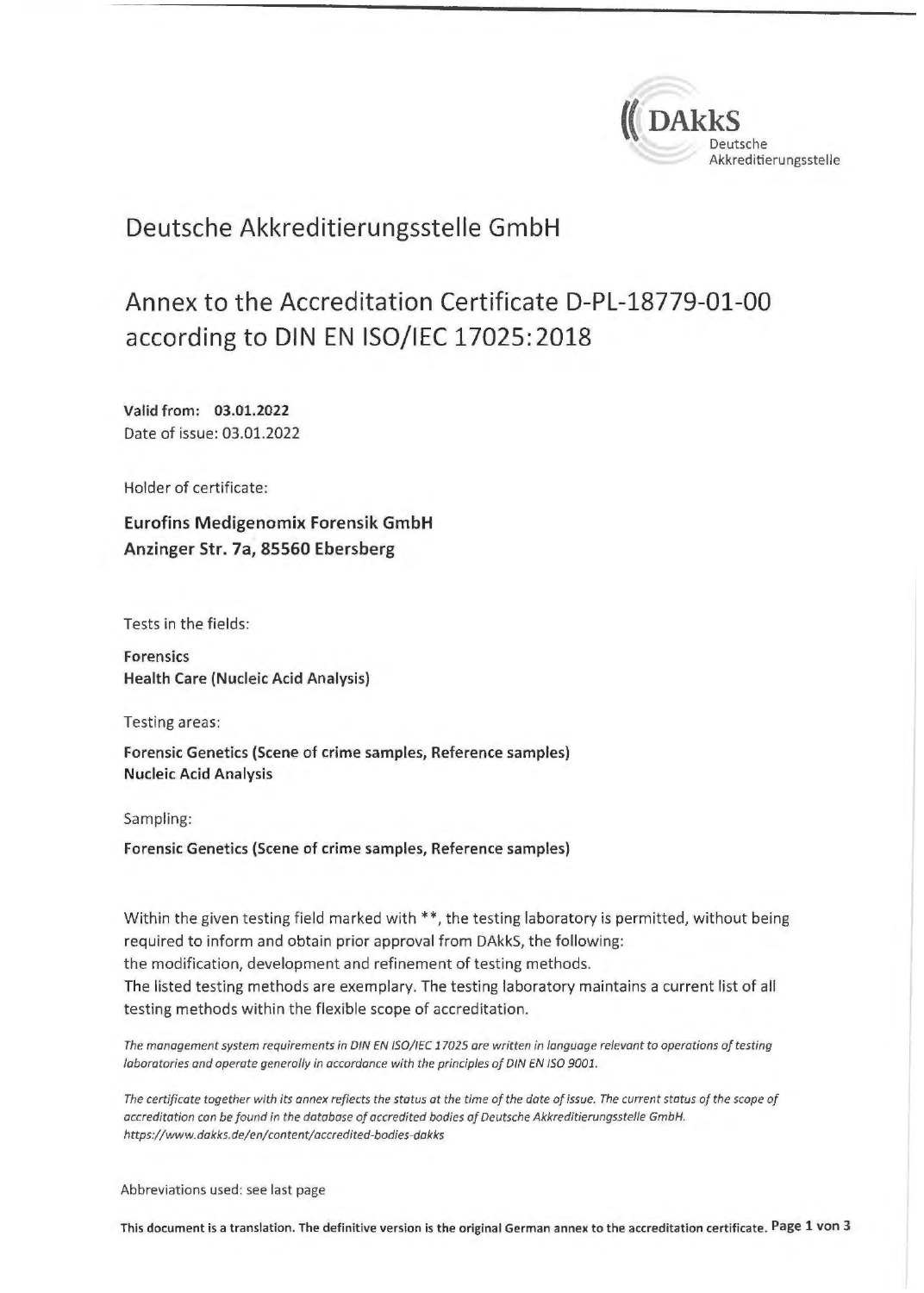# Deutsche Akkreditierungsstelle GmbH

# Annex to the Accreditation Certificate D-PL-18779-01-00 according to DIN EN ISO/IEC 17025:2018

**Valid from: 03.01.2022**
Date of issue: 03.01.2022

Holder of certificate:

**Eurofins Medigenomix Forensik GmbH**
**Anzinger Str. 7a, 85560 Ebersberg**

Tests in the fields:

**Forensics**
**Health Care (Nucleic Acid Analysis)**

Testing areas:

**Forensic Genetics (Scene of crime samples, Reference samples)**
**Nucleic Acid Analysis**

Sampling:

**Forensic Genetics (Scene of crime samples, Reference samples)**

Within the given testing field marked with **, the testing laboratory is permitted, without being required to inform and obtain prior approval from DAkkS, the following:
the modification, development and refinement of testing methods.
The listed testing methods are exemplary. The testing laboratory maintains a current list of all testing methods within the flexible scope of accreditation.

*The management system requirements in DIN EN ISO/IEC 17025 are written in language relevant to operations of testing laboratories and operate generally in accordance with the principles of DIN EN ISO 9001.*

*The certificate together with its annex reflects the status at the time of the date of issue. The current status of the scope of accreditation can be found in the database of accredited bodies of Deutsche Akkreditierungsstelle GmbH. https://www.dakks.de/en/content/accredited-bodies-dakks*

Abbreviations used: see last page

**This document is a translation. The definitive version is the original German annex to the accreditation certificate.**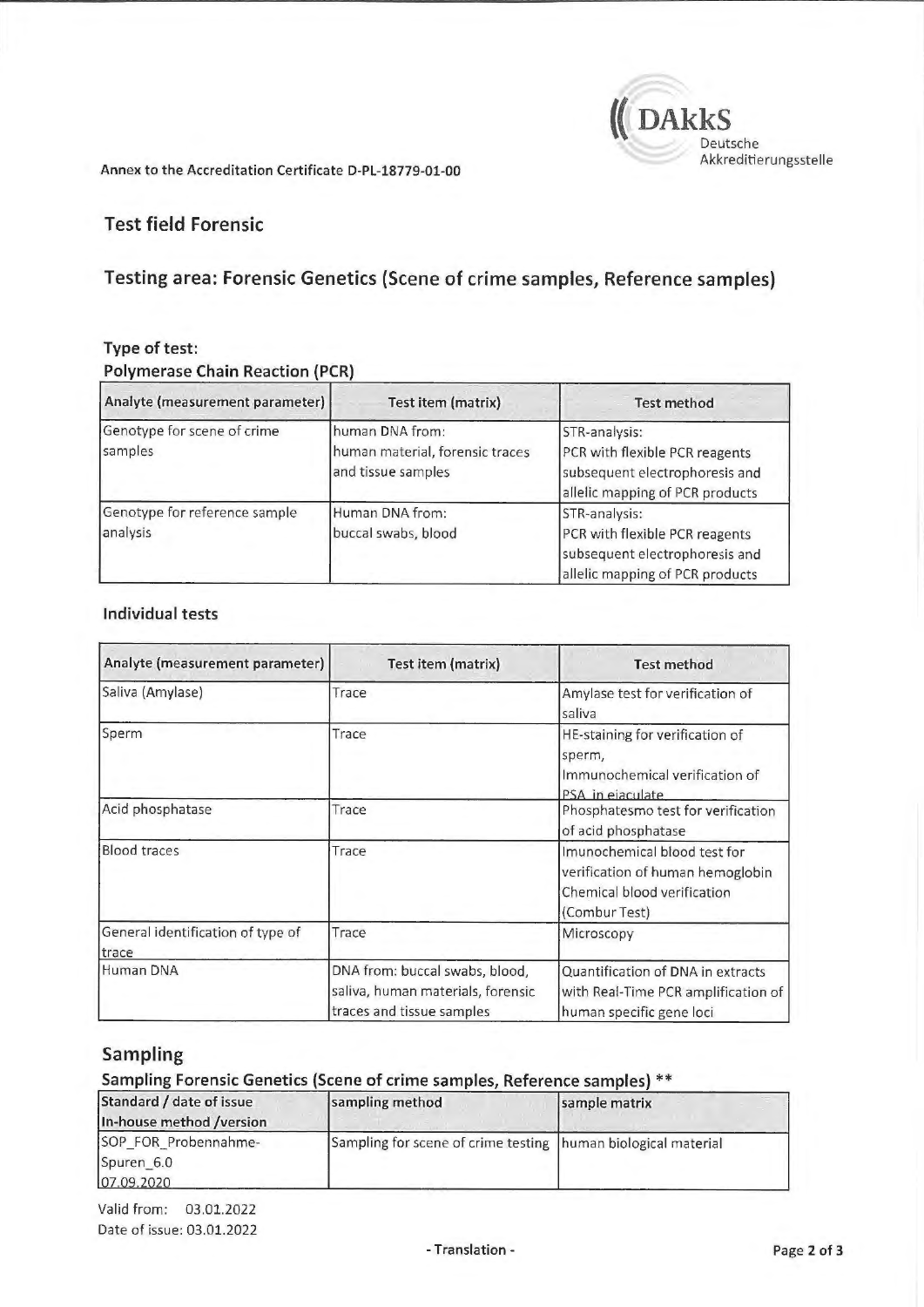Annex to the Accreditation Certificate D-PL-18779-01-00

## Test field Forensic

## Testing area: Forensic Genetics (Scene of crime samples, Reference samples)

### Type of test:

### Polymerase Chain Reaction (PCR)

| Analyte (measurement parameter) | Test item (matrix) | Test method |
|---|---|---|
| Genotype for scene of crime samples | human DNA from: human material, forensic traces and tissue samples | STR-analysis: PCR with flexible PCR reagents subsequent electrophoresis and allelic mapping of PCR products |
| Genotype for reference sample analysis | Human DNA from: buccal swabs, blood | STR-analysis: PCR with flexible PCR reagents subsequent electrophoresis and allelic mapping of PCR products |

### Individual tests

| Analyte (measurement parameter) | Test item (matrix) | Test method |
|---|---|---|
| Saliva (Amylase) | Trace | Amylase test for verification of saliva |
| Sperm | Trace | HE-staining for verification of sperm, Immunochemical verification of PSA in ejaculate |
| Acid phosphatase | Trace | Phosphatesmo test for verification of acid phosphatase |
| Blood traces | Trace | Imunochemical blood test for verification of human hemoglobin Chemical blood verification (Combur Test) |
| General identification of type of trace | Trace | Microscopy |
| Human DNA | DNA from: buccal swabs, blood, saliva, human materials, forensic traces and tissue samples | Quantification of DNA in extracts with Real-Time PCR amplification of human specific gene loci |

## Sampling

### Sampling Forensic Genetics (Scene of crime samples, Reference samples) **

| Standard / date of issue In-house method /version | sampling method | sample matrix |
|---|---|---|
| SOP_FOR_Probennahme-Spuren_6.0 07.09.2020 | Sampling for scene of crime testing | human biological material |

Valid from: 03.01.2022
Date of issue: 03.01.2022

- Translation -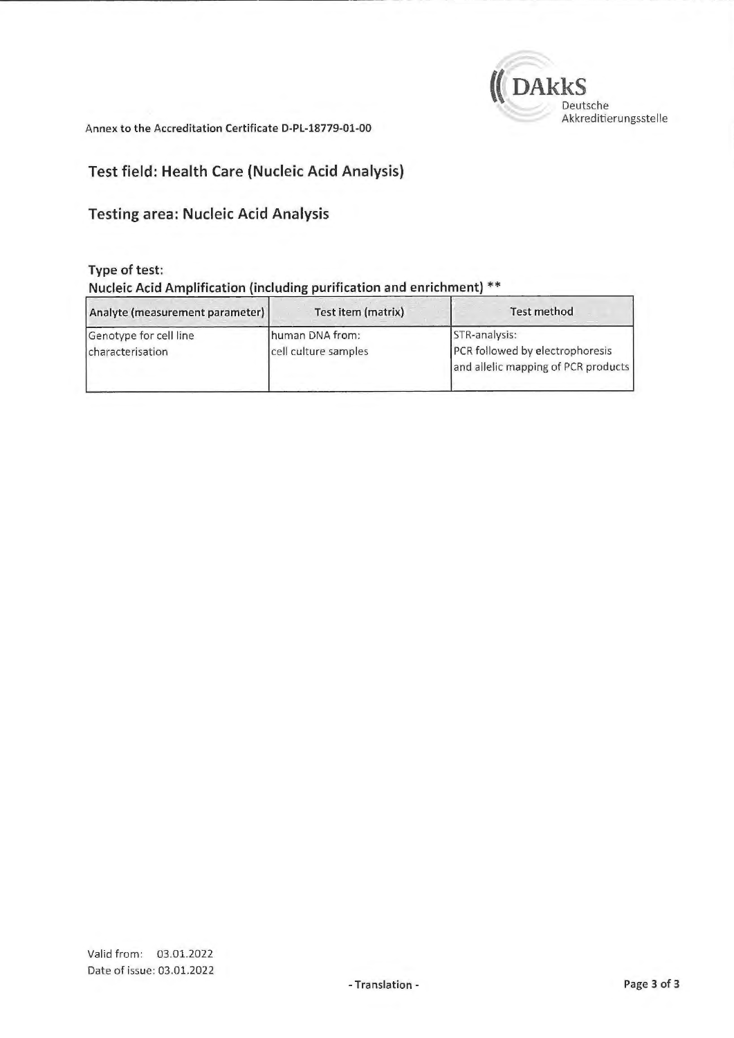Annex to the Accreditation Certificate D-PL-18779-01-00

DAkkS Deutsche Akkreditierungsstelle

## Test field: Health Care (Nucleic Acid Analysis)

## Testing area: Nucleic Acid Analysis

### Type of test:

### Nucleic Acid Amplification (including purification and enrichment) **

| Analyte (measurement parameter) | Test item (matrix) | Test method |
|---|---|---|
| Genotype for cell line characterisation | human DNA from: cell culture samples | STR-analysis: PCR followed by electrophoresis and allelic mapping of PCR products |

Valid from: 03.01.2022
Date of issue: 03.01.2022

- Translation -